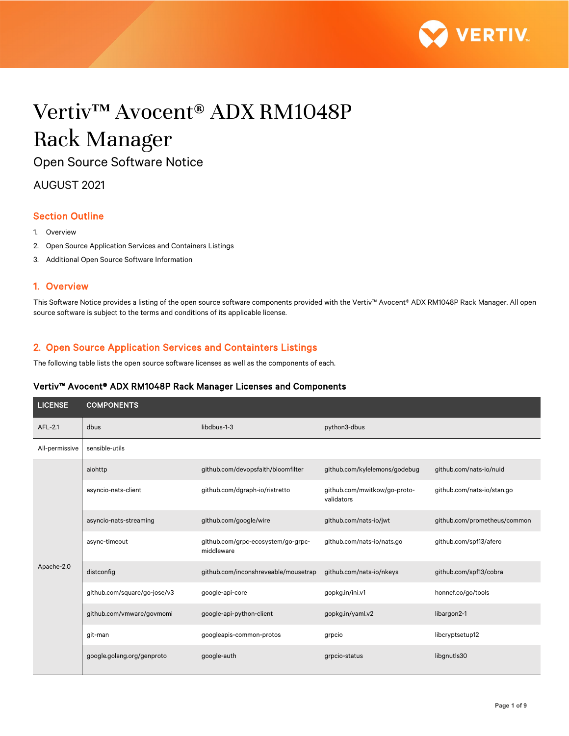# Vertiv™ Avocent® ADX RM1048P Rack Manager

Open Source Software Notice

AUGUST 2021

## Section Outline

1. Overview
2. Open Source Application Services and Containers Listings
3. Additional Open Source Software Information

## 1. Overview

This Software Notice provides a listing of the open source software components provided with the Vertiv™ Avocent® ADX RM1048P Rack Manager. All open source software is subject to the terms and conditions of its applicable license.

## 2. Open Source Application Services and Containters Listings

The following table lists the open source software licenses as well as the components of each.

### Vertiv™ Avocent® ADX RM1048P Rack Manager Licenses and Components

| LICENSE | COMPONENTS | | | |
|---|---|---|---|---|
| AFL-2.1 | dbus | libdbus-1-3 | python3-dbus | |
| All-permissive | sensible-utils | | | |
| Apache-2.0 | aiohttp | github.com/devopsfaith/bloomfilter | github.com/kylelemons/godebug | github.com/nats-io/nuid |
| | asyncio-nats-client | github.com/dgraph-io/ristretto | github.com/mwitkow/go-proto-validators | github.com/nats-io/stan.go |
| | asyncio-nats-streaming | github.com/google/wire | github.com/nats-io/jwt | github.com/prometheus/common |
| | async-timeout | github.com/grpc-ecosystem/go-grpc-middleware | github.com/nats-io/nats.go | github.com/spf13/afero |
| | distconfig | github.com/inconshreveable/mousetrap | github.com/nats-io/nkeys | github.com/spf13/cobra |
| | github.com/square/go-jose/v3 | google-api-core | gopkg.in/ini.v1 | honnef.co/go/tools |
| | github.com/vmware/govmomi | google-api-python-client | gopkg.in/yaml.v2 | libargon2-1 |
| | git-man | googleapis-common-protos | grpcio | libcryptsetup12 |
| | google.golang.org/genproto | google-auth | grpcio-status | libgnutls30 |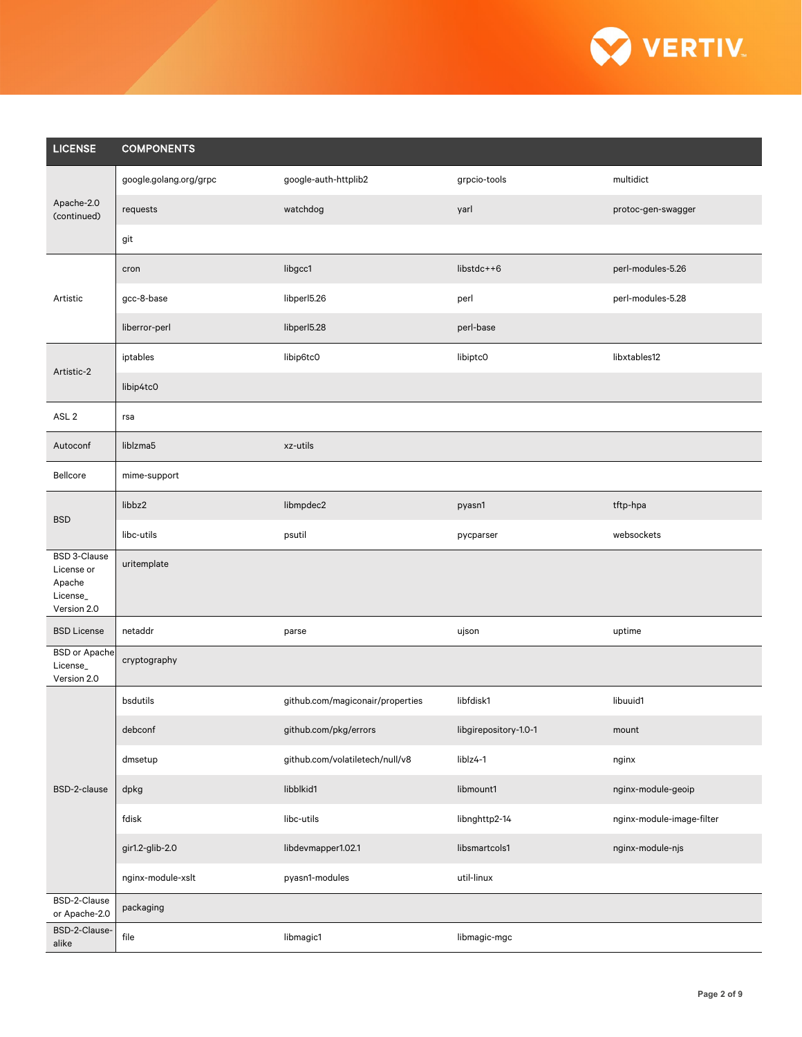| LICENSE | COMPONENTS | | | |
|---|---|---|---|---|
| Apache-2.0 (continued) | google.golang.org/grpc | google-auth-httplib2 | grpcio-tools | multidict |
| | requests | watchdog | yarl | protoc-gen-swagger |
| | git | | | |
| Artistic | cron | libgcc1 | libstdc++6 | perl-modules-5.26 |
| | gcc-8-base | libperl5.26 | perl | perl-modules-5.28 |
| | liberror-perl | libperl5.28 | perl-base | |
| Artistic-2 | iptables | libip6tc0 | libiptc0 | libxtables12 |
| | libip4tc0 | | | |
| ASL 2 | rsa | | | |
| Autoconf | liblzma5 | xz-utils | | |
| Bellcore | mime-support | | | |
| BSD | libbz2 | libmpdec2 | pyasn1 | tftp-hpa |
| | libc-utils | psutil | pycparser | websockets |
| BSD 3-Clause License or Apache License_ Version 2.0 | uritemplate | | | |
| BSD License | netaddr | parse | ujson | uptime |
| BSD or Apache License_ Version 2.0 | cryptography | | | |
| BSD-2-clause | bsdutils | github.com/magiconair/properties | libfdisk1 | libuuid1 |
| | debconf | github.com/pkg/errors | libgirepository-1.0-1 | mount |
| | dmsetup | github.com/volatiletech/null/v8 | liblz4-1 | nginx |
| | dpkg | libblkid1 | libmount1 | nginx-module-geoip |
| | fdisk | libc-utils | libnghttp2-14 | nginx-module-image-filter |
| | gir1.2-glib-2.0 | libdevmapper1.02.1 | libsmartcols1 | nginx-module-njs |
| | nginx-module-xslt | pyasn1-modules | util-linux | |
| BSD-2-Clause or Apache-2.0 | packaging | | | |
| BSD-2-Clause-alike | file | libmagic1 | libmagic-mgc | |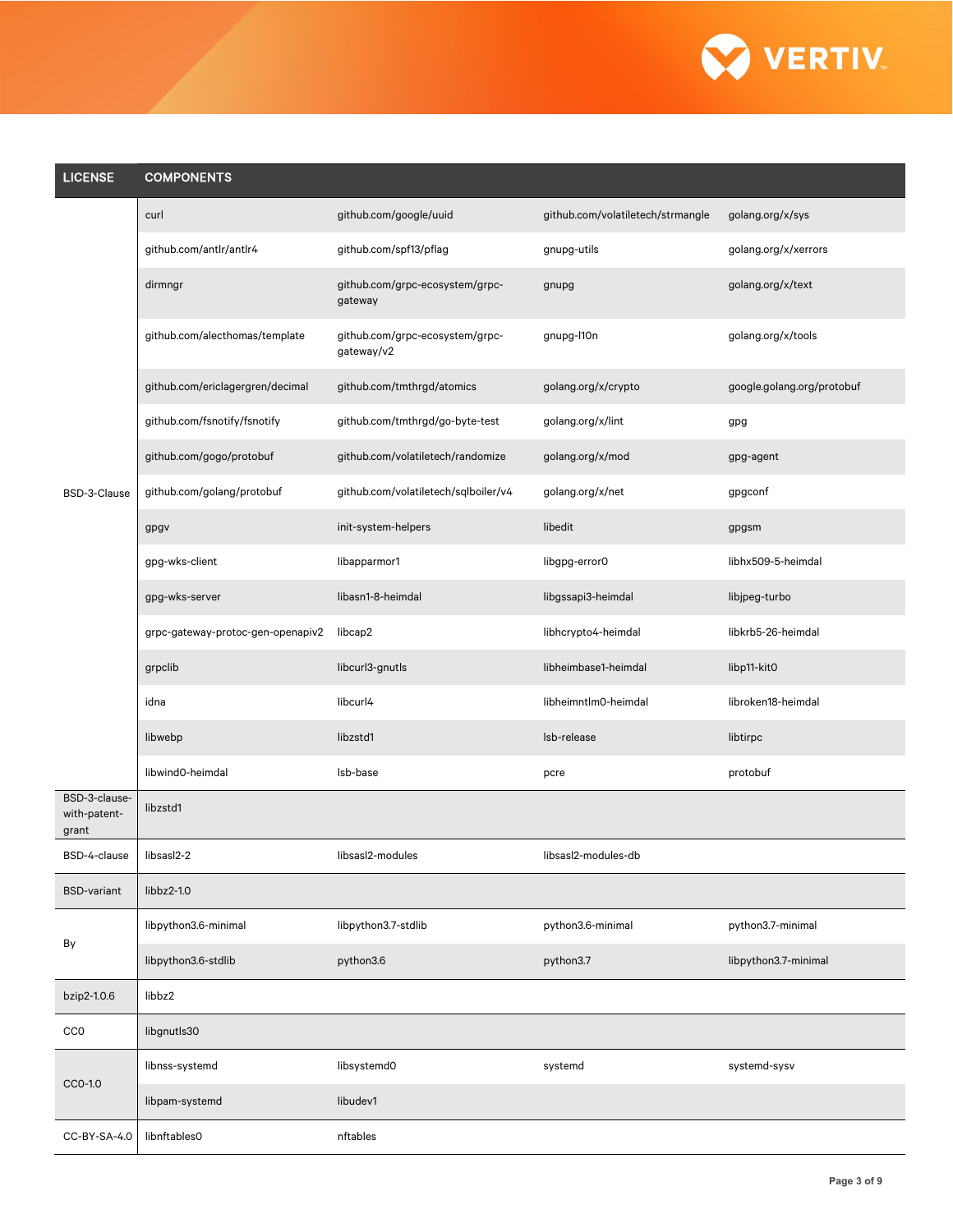| LICENSE | COMPONENTS | | | |
|---|---|---|---|---|
| BSD-3-Clause | curl | github.com/google/uuid | github.com/volatiletech/strmangle | golang.org/x/sys |
| | github.com/antlr/antlr4 | github.com/spf13/pflag | gnupg-utils | golang.org/x/xerrors |
| | dirmngr | github.com/grpc-ecosystem/grpc-gateway | gnupg | golang.org/x/text |
| | github.com/alecthomas/template | github.com/grpc-ecosystem/grpc-gateway/v2 | gnupg-l10n | golang.org/x/tools |
| | github.com/ericlagergren/decimal | github.com/tmthrgd/atomics | golang.org/x/crypto | google.golang.org/protobuf |
| | github.com/fsnotify/fsnotify | github.com/tmthrgd/go-byte-test | golang.org/x/lint | gpg |
| | github.com/gogo/protobuf | github.com/volatiletech/randomize | golang.org/x/mod | gpg-agent |
| | github.com/golang/protobuf | github.com/volatiletech/sqlboiler/v4 | golang.org/x/net | gpgconf |
| | gpgv | init-system-helpers | libedit | gpgsm |
| | gpg-wks-client | libapparmor1 | libgpg-error0 | libhx509-5-heimdal |
| | gpg-wks-server | libasn1-8-heimdal | libgssapi3-heimdal | libjpeg-turbo |
| | grpc-gateway-protoc-gen-openapiv2 | libcap2 | libhcrypto4-heimdal | libkrb5-26-heimdal |
| | grpclib | libcurl3-gnutls | libheimbase1-heimdal | libp11-kit0 |
| | idna | libcurl4 | libheimntlm0-heimdal | libroken18-heimdal |
| | libwebp | libzstd1 | lsb-release | libtirpc |
| | libwind0-heimdal | lsb-base | pcre | protobuf |
| BSD-3-clause-with-patent-grant | libzstd1 | | | |
| BSD-4-clause | libsasl2-2 | libsasl2-modules | libsasl2-modules-db | |
| BSD-variant | libbz2-1.0 | | | |
| By | libpython3.6-minimal | libpython3.7-stdlib | python3.6-minimal | python3.7-minimal |
| | libpython3.6-stdlib | python3.6 | python3.7 | libpython3.7-minimal |
| bzip2-1.0.6 | libbz2 | | | |
| CC0 | libgnutls30 | | | |
| CC0-1.0 | libnss-systemd | libsystemd0 | systemd | systemd-sysv |
| | libpam-systemd | libudev1 | | |
| CC-BY-SA-4.0 | libnftables0 | nftables | | |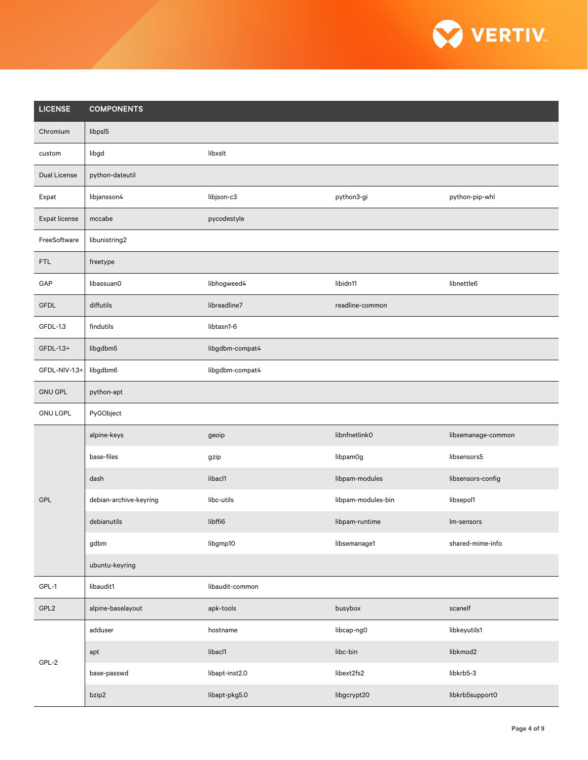| LICENSE | COMPONENTS | | | |
|---|---|---|---|---|
| Chromium | libpsl5 | | | |
| custom | libgd | libxslt | | |
| Dual License | python-dateutil | | | |
| Expat | libjansson4 | libjson-c3 | python3-gi | python-pip-whl |
| Expat license | mccabe | pycodestyle | | |
| FreeSoftware | libunistring2 | | | |
| FTL | freetype | | | |
| GAP | libassuan0 | libhogweed4 | libidn11 | libnettle6 |
| GFDL | diffutils | libreadline7 | readline-common | |
| GFDL-1.3 | findutils | libtasn1-6 | | |
| GFDL-1.3+ | libgdbm5 | libgdbm-compat4 | | |
| GFDL-NIV-1.3+ | libgdbm6 | libgdbm-compat4 | | |
| GNU GPL | python-apt | | | |
| GNU LGPL | PyGObject | | | |
| GPL | alpine-keys | geoip | libnfnetlink0 | libsemanage-common |
| | base-files | gzip | libpam0g | libsensors5 |
| | dash | libacl1 | libpam-modules | libsensors-config |
| | debian-archive-keyring | libc-utils | libpam-modules-bin | libsepol1 |
| | debianutils | libffi6 | libpam-runtime | lm-sensors |
| | gdbm | libgmp10 | libsemanage1 | shared-mime-info |
| | ubuntu-keyring | | | |
| GPL-1 | libaudit1 | libaudit-common | | |
| GPL2 | alpine-baselayout | apk-tools | busybox | scanelf |
| GPL-2 | adduser | hostname | libcap-ng0 | libkeyutils1 |
| | apt | libacl1 | libc-bin | libkmod2 |
| | base-passwd | libapt-inst2.0 | libext2fs2 | libkrb5-3 |
| | bzip2 | libapt-pkg5.0 | libgcrypt20 | libkrb5support0 |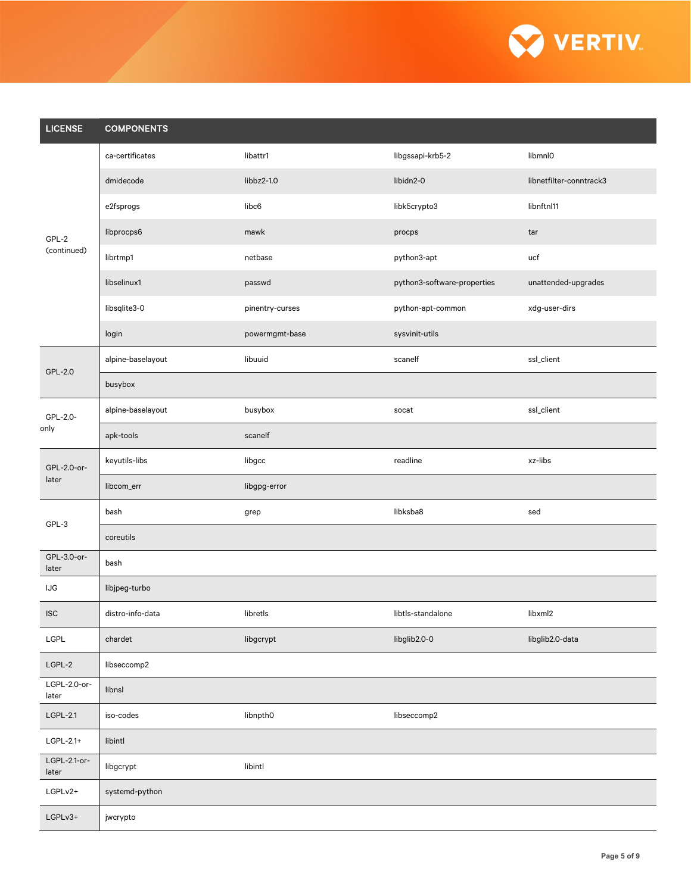| LICENSE | COMPONENTS | | | |
|---|---|---|---|---|
| GPL-2 (continued) | ca-certificates | libattr1 | libgssapi-krb5-2 | libmnl0 |
| | dmidecode | libbz2-1.0 | libidn2-0 | libnetfilter-conntrack3 |
| | e2fsprogs | libc6 | libk5crypto3 | libnftnl11 |
| | libprocps6 | mawk | procps | tar |
| | librtmp1 | netbase | python3-apt | ucf |
| | libselinux1 | passwd | python3-software-properties | unattended-upgrades |
| | libsqlite3-0 | pinentry-curses | python-apt-common | xdg-user-dirs |
| | login | powermgmt-base | sysvinit-utils | |
| GPL-2.0 | alpine-baselayout | libuuid | scanelf | ssl_client |
| | busybox | | | |
| GPL-2.0-only | alpine-baselayout | busybox | socat | ssl_client |
| | apk-tools | scanelf | | |
| GPL-2.0-or-later | keyutils-libs | libgcc | readline | xz-libs |
| | libcom_err | libgpg-error | | |
| GPL-3 | bash | grep | libksba8 | sed |
| | coreutils | | | |
| GPL-3.0-or-later | bash | | | |
| IJG | libjpeg-turbo | | | |
| ISC | distro-info-data | libretls | libtls-standalone | libxml2 |
| LGPL | chardet | libgcrypt | libglib2.0-0 | libglib2.0-data |
| LGPL-2 | libseccomp2 | | | |
| LGPL-2.0-or-later | libnsl | | | |
| LGPL-2.1 | iso-codes | libnpth0 | libseccomp2 | |
| LGPL-2.1+ | libintl | | | |
| LGPL-2.1-or-later | libgcrypt | libintl | | |
| LGPLv2+ | systemd-python | | | |
| LGPLv3+ | jwcrypto | | | |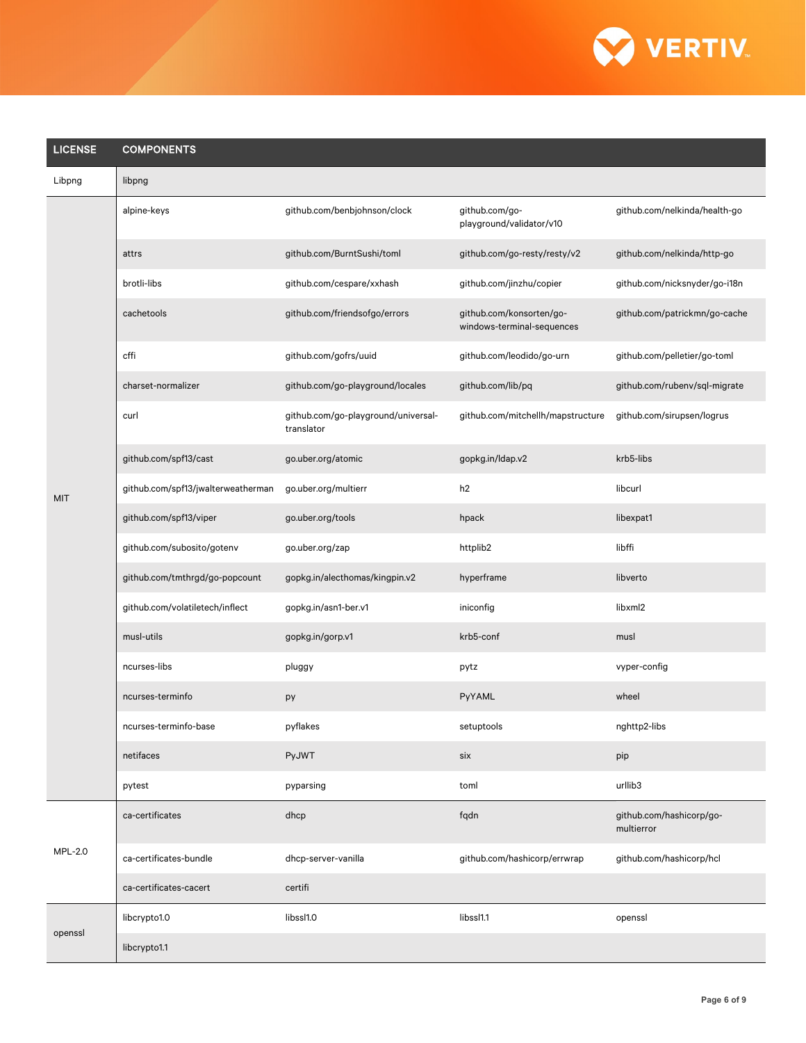| LICENSE | COMPONENTS | | | |
|---|---|---|---|---|
| Libpng | libpng | | | |
| MIT | alpine-keys | github.com/benbjohnson/clock | github.com/go-playground/validator/v10 | github.com/nelkinda/health-go |
| | attrs | github.com/BurntSushi/toml | github.com/go-resty/resty/v2 | github.com/nelkinda/http-go |
| | brotli-libs | github.com/cespare/xxhash | github.com/jinzhu/copier | github.com/nicksnyder/go-i18n |
| | cachetools | github.com/friendsofgo/errors | github.com/konsorten/go-windows-terminal-sequences | github.com/patrickmn/go-cache |
| | cffi | github.com/gofrs/uuid | github.com/leodido/go-urn | github.com/pelletier/go-toml |
| | charset-normalizer | github.com/go-playground/locales | github.com/lib/pq | github.com/rubenv/sql-migrate |
| | curl | github.com/go-playground/universal-translator | github.com/mitchellh/mapstructure | github.com/sirupsen/logrus |
| | github.com/spf13/cast | go.uber.org/atomic | gopkg.in/ldap.v2 | krb5-libs |
| | github.com/spf13/jwalterweatherman | go.uber.org/multierr | h2 | libcurl |
| | github.com/spf13/viper | go.uber.org/tools | hpack | libexpat1 |
| | github.com/subosito/gotenv | go.uber.org/zap | httplib2 | libffi |
| | github.com/tmthrgd/go-popcount | gopkg.in/alecthomas/kingpin.v2 | hyperframe | libverto |
| | github.com/volatiletech/inflect | gopkg.in/asn1-ber.v1 | iniconfig | libxml2 |
| | musl-utils | gopkg.in/gorp.v1 | krb5-conf | musl |
| | ncurses-libs | pluggy | pytz | vyper-config |
| | ncurses-terminfo | py | PyYAML | wheel |
| | ncurses-terminfo-base | pyflakes | setuptools | nghttp2-libs |
| | netifaces | PyJWT | six | pip |
| | pytest | pyparsing | toml | urllib3 |
| MPL-2.0 | ca-certificates | dhcp | fqdn | github.com/hashicorp/go-multierror |
| | ca-certificates-bundle | dhcp-server-vanilla | github.com/hashicorp/errwrap | github.com/hashicorp/hcl |
| | ca-certificates-cacert | certifi | | |
| openssl | libcrypto1.0 | libssl1.0 | libssl1.1 | openssl |
| | libcrypto1.1 | | | |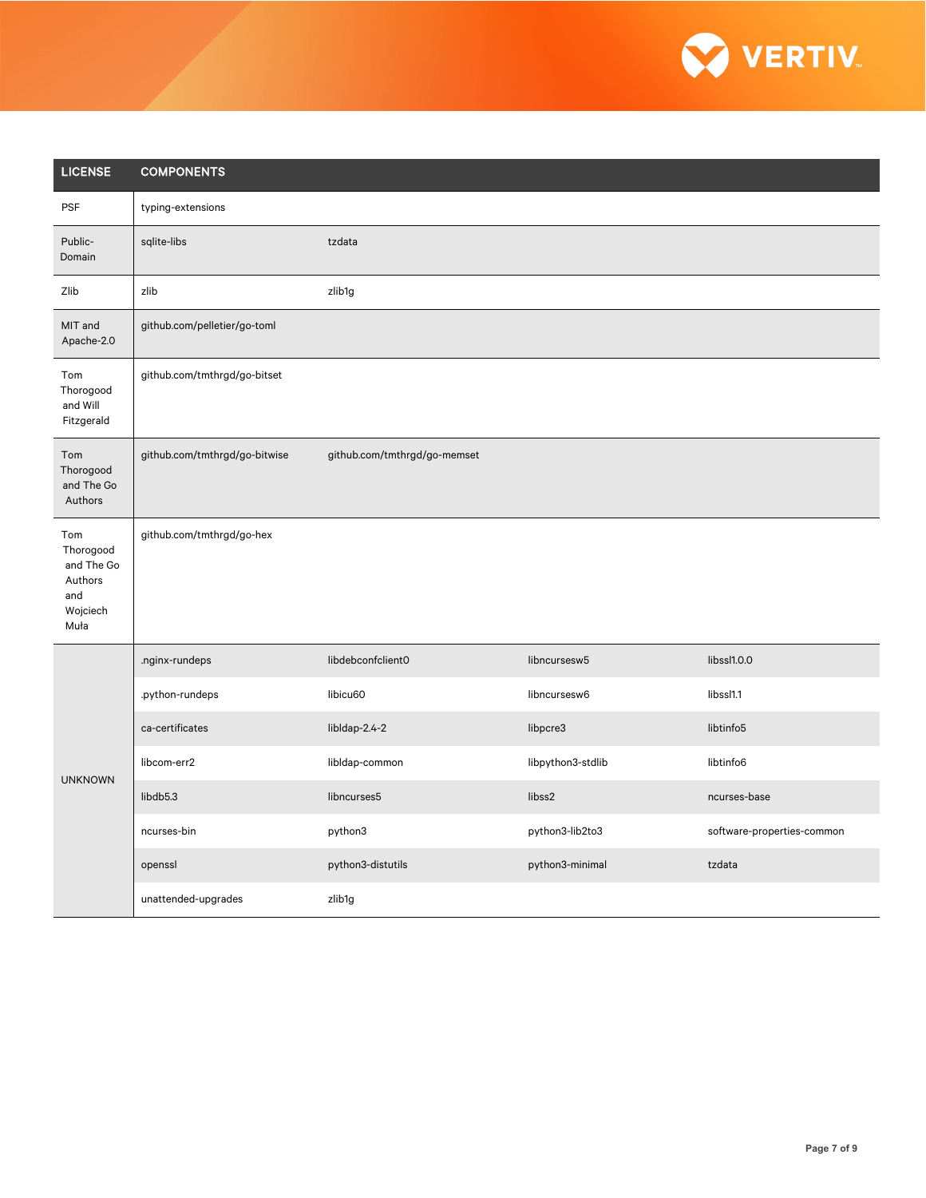| LICENSE | COMPONENTS | | | |
|---|---|---|---|---|
| PSF | typing-extensions | | | |
| Public-Domain | sqlite-libs | tzdata | | |
| Zlib | zlib | zlib1g | | |
| MIT and Apache-2.0 | github.com/pelletier/go-toml | | | |
| Tom Thorogood and Will Fitzgerald | github.com/tmthrgd/go-bitset | | | |
| Tom Thorogood and The Go Authors | github.com/tmthrgd/go-bitwise | github.com/tmthrgd/go-memset | | |
| Tom Thorogood and The Go Authors and Wojciech Muła | github.com/tmthrgd/go-hex | | | |
| UNKNOWN | .nginx-rundeps | libdebconfclient0 | libncursesw5 | libssl1.0.0 |
| | .python-rundeps | libicu60 | libncursesw6 | libssl1.1 |
| | ca-certificates | libldap-2.4-2 | libpcre3 | libtinfo5 |
| | libcom-err2 | libldap-common | libpython3-stdlib | libtinfo6 |
| | libdb5.3 | libncurses5 | libss2 | ncurses-base |
| | ncurses-bin | python3 | python3-lib2to3 | software-properties-common |
| | openssl | python3-distutils | python3-minimal | tzdata |
| | unattended-upgrades | zlib1g | | |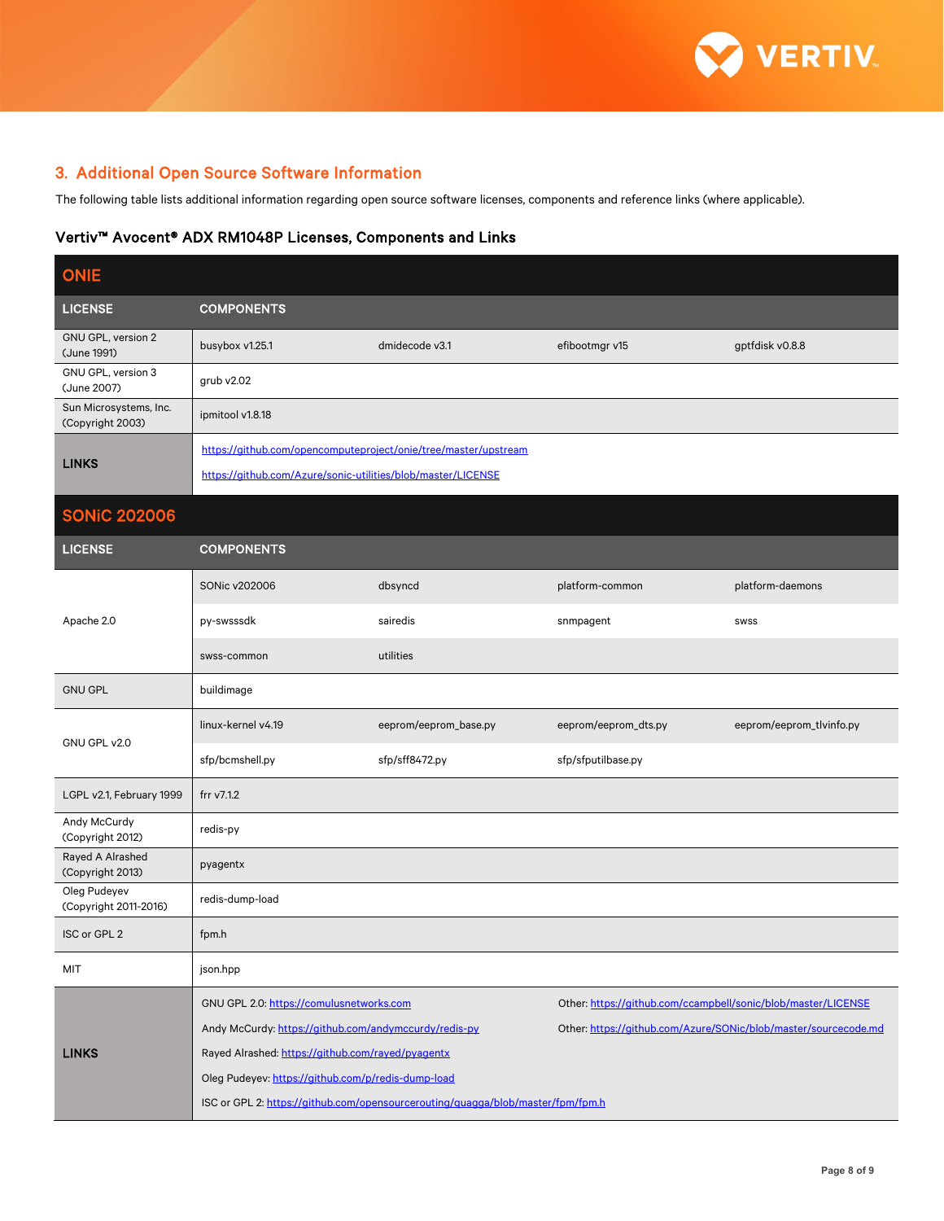## 3. Additional Open Source Software Information

The following table lists additional information regarding open source software licenses, components and reference links (where applicable).

### Vertiv™ Avocent® ADX RM1048P Licenses, Components and Links

**ONIE**

| LICENSE | COMPONENTS | | | |
|---|---|---|---|---|
| GNU GPL, version 2 (June 1991) | busybox v1.25.1 | dmidecode v3.1 | efibootmgr v15 | gptfdisk v0.8.8 |
| GNU GPL, version 3 (June 2007) | grub v2.02 | | | |
| Sun Microsystems, Inc. (Copyright 2003) | ipmitool v1.8.18 | | | |
| LINKS | https://github.com/opencomputeproject/onie/tree/master/upstream<br>https://github.com/Azure/sonic-utilities/blob/master/LICENSE | | | |

**SONiC 202006**

| LICENSE | COMPONENTS | | | |
|---|---|---|---|---|
| Apache 2.0 | SONic v202006 | dbsyncd | platform-common | platform-daemons |
| | py-swsssdk | sairedis | snmpagent | swss |
| | swss-common | utilities | | |
| GNU GPL | buildimage | | | |
| GNU GPL v2.0 | linux-kernel v4.19 | eeprom/eeprom_base.py | eeprom/eeprom_dts.py | eeprom/eeprom_tlvinfo.py |
| | sfp/bcmshell.py | sfp/sff8472.py | sfp/sfputilbase.py | |
| LGPL v2.1, February 1999 | frr v7.1.2 | | | |
| Andy McCurdy (Copyright 2012) | redis-py | | | |
| Rayed A Alrashed (Copyright 2013) | pyagentx | | | |
| Oleg Pudeyev (Copyright 2011-2016) | redis-dump-load | | | |
| ISC or GPL 2 | fpm.h | | | |
| MIT | json.hpp | | | |
| LINKS | GNU GPL 2.0: https://comulusnetworks.com<br>Andy McCurdy: https://github.com/andymccurdy/redis-py<br>Rayed Alrashed: https://github.com/rayed/pyagentx<br>Oleg Pudeyev: https://github.com/p/redis-dump-load<br>ISC or GPL 2: https://github.com/opensourcerouting/quagga/blob/master/fpm/fpm.h | | Other: https://github.com/ccampbell/sonic/blob/master/LICENSE<br>Other: https://github.com/Azure/SONiC/blob/master/sourcecode.md | |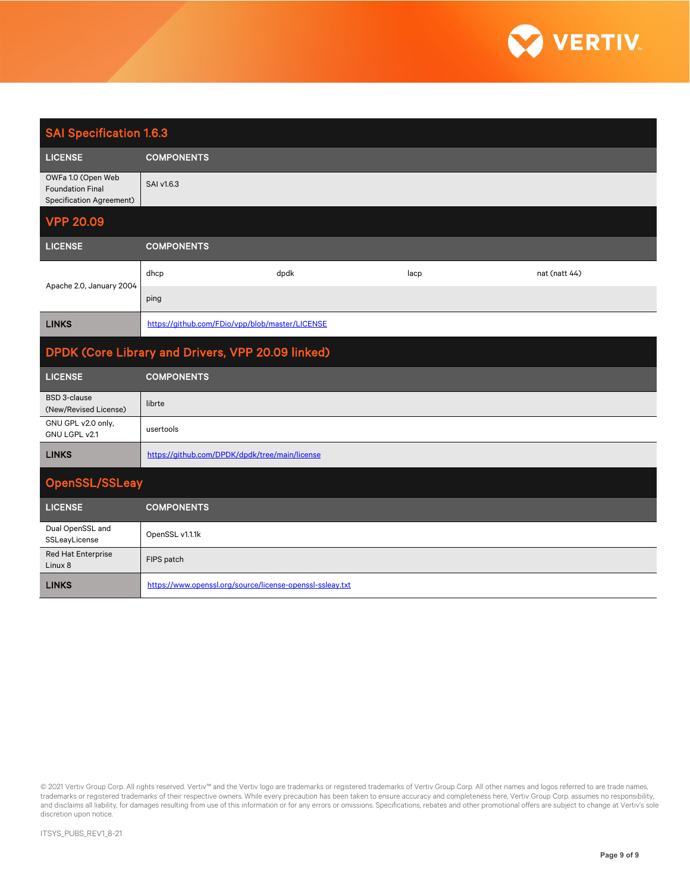## SAI Specification 1.6.3

| LICENSE | COMPONENTS |
|---|---|
| OWFa 1.0 (Open Web Foundation Final Specification Agreement) | SAI v1.6.3 |

## VPP 20.09

| LICENSE | COMPONENTS | | | |
|---|---|---|---|---|
| Apache 2.0, January 2004 | dhcp | dpdk | lacp | nat (natt 44) |
| | ping | | | |
| LINKS | https://github.com/FDio/vpp/blob/master/LICENSE | | | |

## DPDK (Core Library and Drivers, VPP 20.09 linked)

| LICENSE | COMPONENTS |
|---|---|
| BSD 3-clause (New/Revised License) | librte |
| GNU GPL v2.0 only, GNU LGPL v2.1 | usertools |
| LINKS | https://github.com/DPDK/dpdk/tree/main/license |

## OpenSSL/SSLeay

| LICENSE | COMPONENTS |
|---|---|
| Dual OpenSSL and SSLeayLicense | OpenSSL v1.1.1k |
| Red Hat Enterprise Linux 8 | FIPS patch |
| LINKS | https://www.openssl.org/source/license-openssl-ssleay.txt |

© 2021 Vertiv Group Corp. All rights reserved. Vertiv™ and the Vertiv logo are trademarks or registered trademarks of Vertiv Group Corp. All other names and logos referred to are trade names, trademarks or registered trademarks of their respective owners. While every precaution has been taken to ensure accuracy and completeness here, Vertiv Group Corp. assumes no responsibility, and disclaims all liability, for damages resulting from use of this information or for any errors or omissions. Specifications, rebates and other promotional offers are subject to change at Vertiv's sole discretion upon notice.

ITSYS_PUBS_REV1_8-21